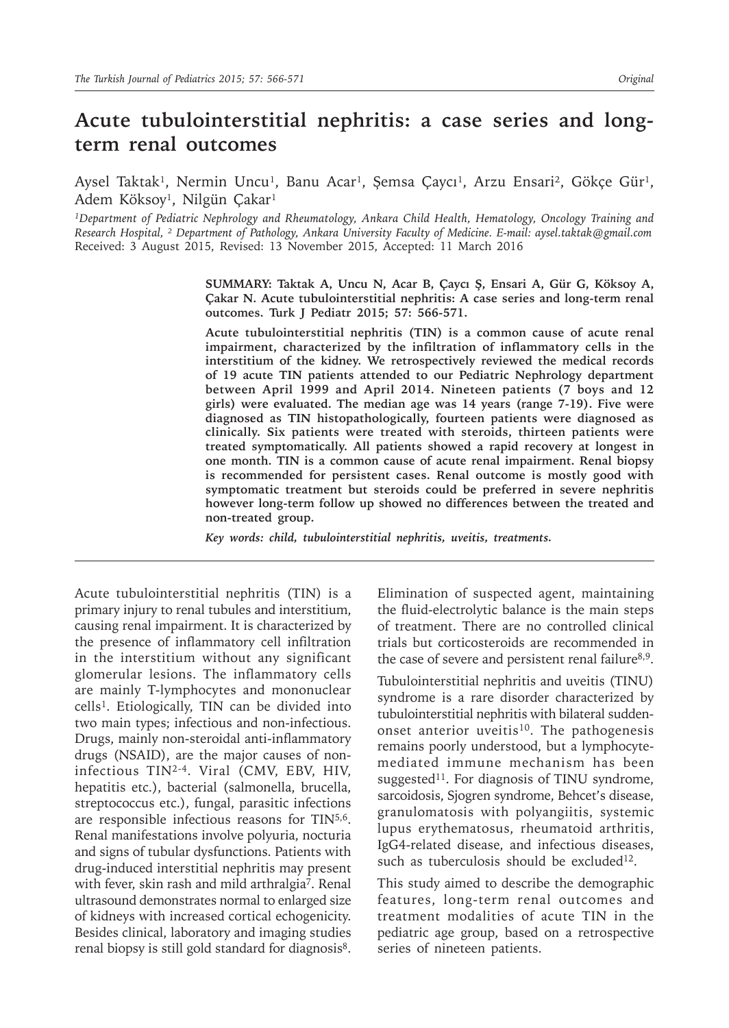# Acute tubulointerstitial nephritis: a case series and long-term renal outcomes

Aysel Taktak[1], Nermin Uncu[1], Banu Acar[1], Şemsa Çaycı[1], Arzu Ensari[2], Gökçe Gür[1], Adem Köksoy[1], Nilgün Çakar[1]

[1]Department of Pediatric Nephrology and Rheumatology, Ankara Child Health, Hematology, Oncology Training and Research Hospital, [2] Department of Pathology, Ankara University Faculty of Medicine. E-mail: aysel.taktak@gmail.com
Received: 3 August 2015, Revised: 13 November 2015, Accepted: 11 March 2016

**SUMMARY: Taktak A, Uncu N, Acar B, Çaycı Ş, Ensari A, Gür G, Köksoy A, Çakar N. Acute tubulointerstitial nephritis: A case series and long-term renal outcomes. Turk J Pediatr 2015; 57: 566-571.**

**Acute tubulointerstitial nephritis (TIN) is a common cause of acute renal impairment, characterized by the infiltration of inflammatory cells in the interstitium of the kidney. We retrospectively reviewed the medical records of 19 acute TIN patients attended to our Pediatric Nephrology department between April 1999 and April 2014. Nineteen patients (7 boys and 12 girls) were evaluated. The median age was 14 years (range 7-19). Five were diagnosed as TIN histopathologically, fourteen patients were diagnosed as clinically. Six patients were treated with steroids, thirteen patients were treated symptomatically. All patients showed a rapid recovery at longest in one month. TIN is a common cause of acute renal impairment. Renal biopsy is recommended for persistent cases. Renal outcome is mostly good with symptomatic treatment but steroids could be preferred in severe nephritis however long-term follow up showed no differences between the treated and non-treated group.**

***Key words: child, tubulointerstitial nephritis, uveitis, treatments.***

Acute tubulointerstitial nephritis (TIN) is a primary injury to renal tubules and interstitium, causing renal impairment. It is characterized by the presence of inflammatory cell infiltration in the interstitium without any significant glomerular lesions. The inflammatory cells are mainly T-lymphocytes and mononuclear cells[1]. Etiologically, TIN can be divided into two main types; infectious and non-infectious. Drugs, mainly non-steroidal anti-inflammatory drugs (NSAID), are the major causes of non-infectious TIN[2-4]. Viral (CMV, EBV, HIV, hepatitis etc.), bacterial (salmonella, brucella, streptococcus etc.), fungal, parasitic infections are responsible infectious reasons for TIN[5,6]. Renal manifestations involve polyuria, nocturia and signs of tubular dysfunctions. Patients with drug-induced interstitial nephritis may present with fever, skin rash and mild arthralgia[7]. Renal ultrasound demonstrates normal to enlarged size of kidneys with increased cortical echogenicity. Besides clinical, laboratory and imaging studies renal biopsy is still gold standard for diagnosis[8]. Elimination of suspected agent, maintaining the fluid-electrolytic balance is the main steps of treatment. There are no controlled clinical trials but corticosteroids are recommended in the case of severe and persistent renal failure[8,9].

Tubulointerstitial nephritis and uveitis (TINU) syndrome is a rare disorder characterized by tubulointerstitial nephritis with bilateral sudden-onset anterior uveitis[10]. The pathogenesis remains poorly understood, but a lymphocyte-mediated immune mechanism has been suggested[11]. For diagnosis of TINU syndrome, sarcoidosis, Sjogren syndrome, Behcet's disease, granulomatosis with polyangiitis, systemic lupus erythematosus, rheumatoid arthritis, IgG4-related disease, and infectious diseases, such as tuberculosis should be excluded[12].

This study aimed to describe the demographic features, long-term renal outcomes and treatment modalities of acute TIN in the pediatric age group, based on a retrospective series of nineteen patients.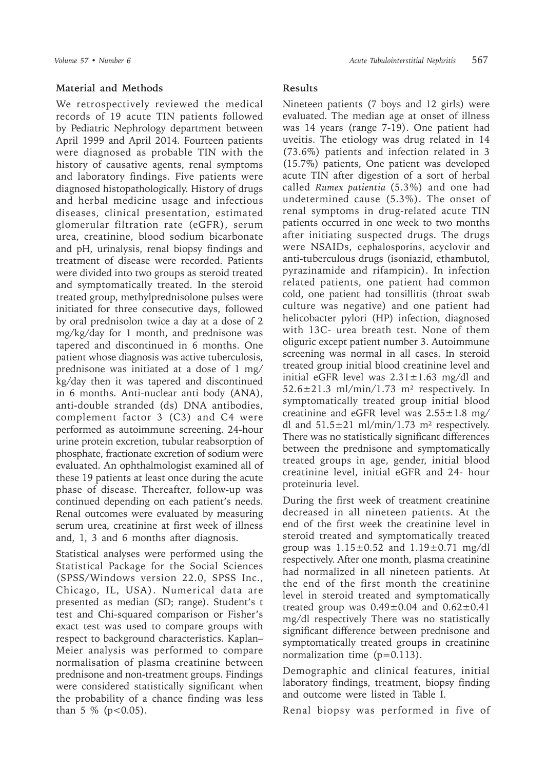## Material and Methods

We retrospectively reviewed the medical records of 19 acute TIN patients followed by Pediatric Nephrology department between April 1999 and April 2014. Fourteen patients were diagnosed as probable TIN with the history of causative agents, renal symptoms and laboratory findings. Five patients were diagnosed histopathologically. History of drugs and herbal medicine usage and infectious diseases, clinical presentation, estimated glomerular filtration rate (eGFR), serum urea, creatinine, blood sodium bicarbonate and pH, urinalysis, renal biopsy findings and treatment of disease were recorded. Patients were divided into two groups as steroid treated and symptomatically treated. In the steroid treated group, methylprednisolone pulses were initiated for three consecutive days, followed by oral prednisolon twice a day at a dose of 2 mg/kg/day for 1 month, and prednisone was tapered and discontinued in 6 months. One patient whose diagnosis was active tuberculosis, prednisone was initiated at a dose of 1 mg/kg/day then it was tapered and discontinued in 6 months. Anti-nuclear anti body (ANA), anti-double stranded (ds) DNA antibodies, complement factor 3 (C3) and C4 were performed as autoimmune screening. 24-hour urine protein excretion, tubular reabsorption of phosphate, fractionate excretion of sodium were evaluated. An ophthalmologist examined all of these 19 patients at least once during the acute phase of disease. Thereafter, follow-up was continued depending on each patient's needs. Renal outcomes were evaluated by measuring serum urea, creatinine at first week of illness and, 1, 3 and 6 months after diagnosis.

Statistical analyses were performed using the Statistical Package for the Social Sciences (SPSS/Windows version 22.0, SPSS Inc., Chicago, IL, USA). Numerical data are presented as median (SD; range). Student's t test and Chi-squared comparison or Fisher's exact test was used to compare groups with respect to background characteristics. Kaplan–Meier analysis was performed to compare normalisation of plasma creatinine between prednisone and non-treatment groups. Findings were considered statistically significant when the probability of a chance finding was less than 5 % ($p<0.05$).

## Results

Nineteen patients (7 boys and 12 girls) were evaluated. The median age at onset of illness was 14 years (range 7-19). One patient had uveitis. The etiology was drug related in 14 (73.6%) patients and infection related in 3 (15.7%) patients, One patient was developed acute TIN after digestion of a sort of herbal called *Rumex patientia* (5.3%) and one had undetermined cause (5.3%). The onset of renal symptoms in drug-related acute TIN patients occurred in one week to two months after initiating suspected drugs. The drugs were NSAIDs, cephalosporins, acyclovir and anti-tuberculous drugs (isoniazid, ethambutol, pyrazinamide and rifampicin). In infection related patients, one patient had common cold, one patient had tonsillitis (throat swab culture was negative) and one patient had helicobacter pylori (HP) infection, diagnosed with 13C- urea breath test. None of them oliguric except patient number 3. Autoimmune screening was normal in all cases. In steroid treated group initial blood creatinine level and initial eGFR level was $2.31\pm1.63$ mg/dl and $52.6\pm21.3$ ml/min/1.73 m$^2$ respectively. In symptomatically treated group initial blood creatinine and eGFR level was $2.55\pm1.8$ mg/dl and $51.5\pm21$ ml/min/1.73 m$^2$ respectively. There was no statistically significant differences between the prednisone and symptomatically treated groups in age, gender, initial blood creatinine level, initial eGFR and 24- hour proteinuria level.

During the first week of treatment creatinine decreased in all nineteen patients. At the end of the first week the creatinine level in steroid treated and symptomatically treated group was $1.15\pm0.52$ and $1.19\pm0.71$ mg/dl respectively. After one month, plasma creatinine had normalized in all nineteen patients. At the end of the first month the creatinine level in steroid treated and symptomatically treated group was $0.49\pm0.04$ and $0.62\pm0.41$ mg/dl respectively There was no statistically significant difference between prednisone and symptomatically treated groups in creatinine normalization time ($p=0.113$).

Demographic and clinical features, initial laboratory findings, treatment, biopsy finding and outcome were listed in Table I.

Renal biopsy was performed in five of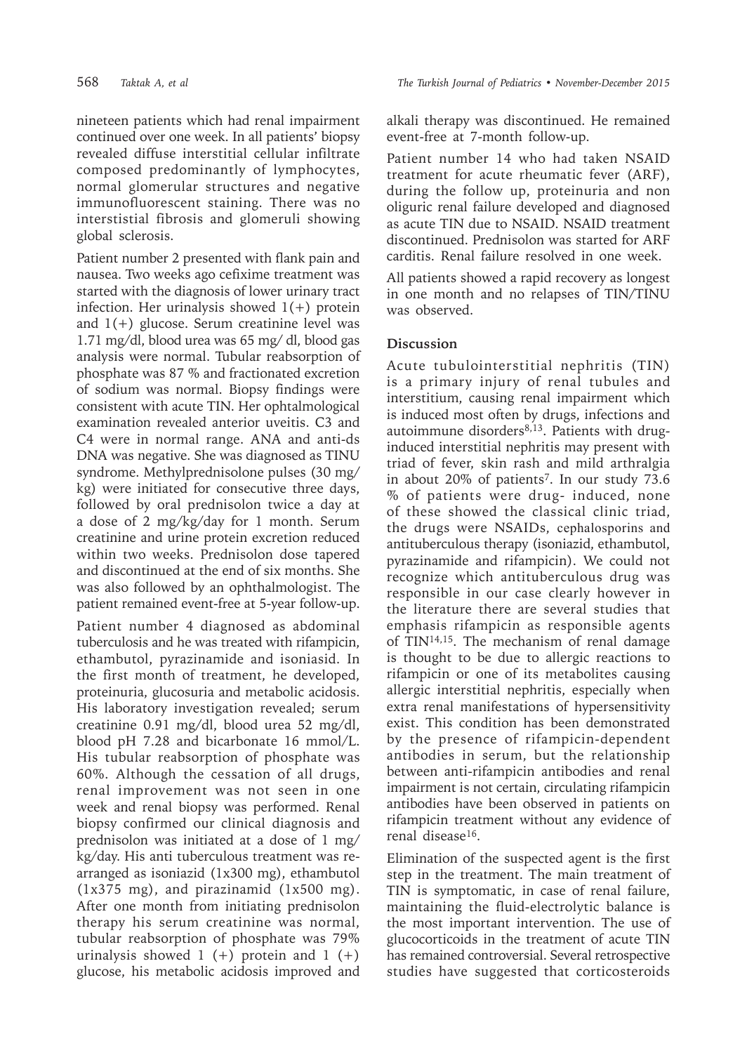nineteen patients which had renal impairment continued over one week. In all patients' biopsy revealed diffuse interstitial cellular infiltrate composed predominantly of lymphocytes, normal glomerular structures and negative immunofluorescent staining. There was no interstitial fibrosis and glomeruli showing global sclerosis.

Patient number 2 presented with flank pain and nausea. Two weeks ago cefixime treatment was started with the diagnosis of lower urinary tract infection. Her urinalysis showed 1(+) protein and 1(+) glucose. Serum creatinine level was 1.71 mg/dl, blood urea was 65 mg/ dl, blood gas analysis were normal. Tubular reabsorption of phosphate was 87 % and fractionated excretion of sodium was normal. Biopsy findings were consistent with acute TIN. Her ophtalmological examination revealed anterior uveitis. C3 and C4 were in normal range. ANA and anti-ds DNA was negative. She was diagnosed as TINU syndrome. Methylprednisolone pulses (30 mg/kg) were initiated for consecutive three days, followed by oral prednisolon twice a day at a dose of 2 mg/kg/day for 1 month. Serum creatinine and urine protein excretion reduced within two weeks. Prednisolon dose tapered and discontinued at the end of six months. She was also followed by an ophthalmologist. The patient remained event-free at 5-year follow-up.

Patient number 4 diagnosed as abdominal tuberculosis and he was treated with rifampicin, ethambutol, pyrazinamide and isoniasid. In the first month of treatment, he developed, proteinuria, glucosuria and metabolic acidosis. His laboratory investigation revealed; serum creatinine 0.91 mg/dl, blood urea 52 mg/dl, blood pH 7.28 and bicarbonate 16 mmol/L. His tubular reabsorption of phosphate was 60%. Although the cessation of all drugs, renal improvement was not seen in one week and renal biopsy was performed. Renal biopsy confirmed our clinical diagnosis and prednisolon was initiated at a dose of 1 mg/kg/day. His anti tuberculous treatment was re-arranged as isoniazid (1x300 mg), ethambutol (1x375 mg), and pirazinamid (1x500 mg). After one month from initiating prednisolon therapy his serum creatinine was normal, tubular reabsorption of phosphate was 79% urinalysis showed 1 (+) protein and 1 (+) glucose, his metabolic acidosis improved and alkali therapy was discontinued. He remained event-free at 7-month follow-up.

Patient number 14 who had taken NSAID treatment for acute rheumatic fever (ARF), during the follow up, proteinuria and non oliguric renal failure developed and diagnosed as acute TIN due to NSAID. NSAID treatment discontinued. Prednisolon was started for ARF carditis. Renal failure resolved in one week.

All patients showed a rapid recovery as longest in one month and no relapses of TIN/TINU was observed.

## Discussion

Acute tubulointerstitial nephritis (TIN) is a primary injury of renal tubules and interstitium, causing renal impairment which is induced most often by drugs, infections and autoimmune disorders[8,13]. Patients with drug-induced interstitial nephritis may present with triad of fever, skin rash and mild arthralgia in about 20% of patients[7]. In our study 73.6 % of patients were drug- induced, none of these showed the classical clinic triad, the drugs were NSAIDs, cephalosporins and antituberculous therapy (isoniazid, ethambutol, pyrazinamide and rifampicin). We could not recognize which antituberculous drug was responsible in our case clearly however in the literature there are several studies that emphasis rifampicin as responsible agents of TIN[14,15]. The mechanism of renal damage is thought to be due to allergic reactions to rifampicin or one of its metabolites causing allergic interstitial nephritis, especially when extra renal manifestations of hypersensitivity exist. This condition has been demonstrated by the presence of rifampicin-dependent antibodies in serum, but the relationship between anti-rifampicin antibodies and renal impairment is not certain, circulating rifampicin antibodies have been observed in patients on rifampicin treatment without any evidence of renal disease[16].

Elimination of the suspected agent is the first step in the treatment. The main treatment of TIN is symptomatic, in case of renal failure, maintaining the fluid-electrolytic balance is the most important intervention. The use of glucocorticoids in the treatment of acute TIN has remained controversial. Several retrospective studies have suggested that corticosteroids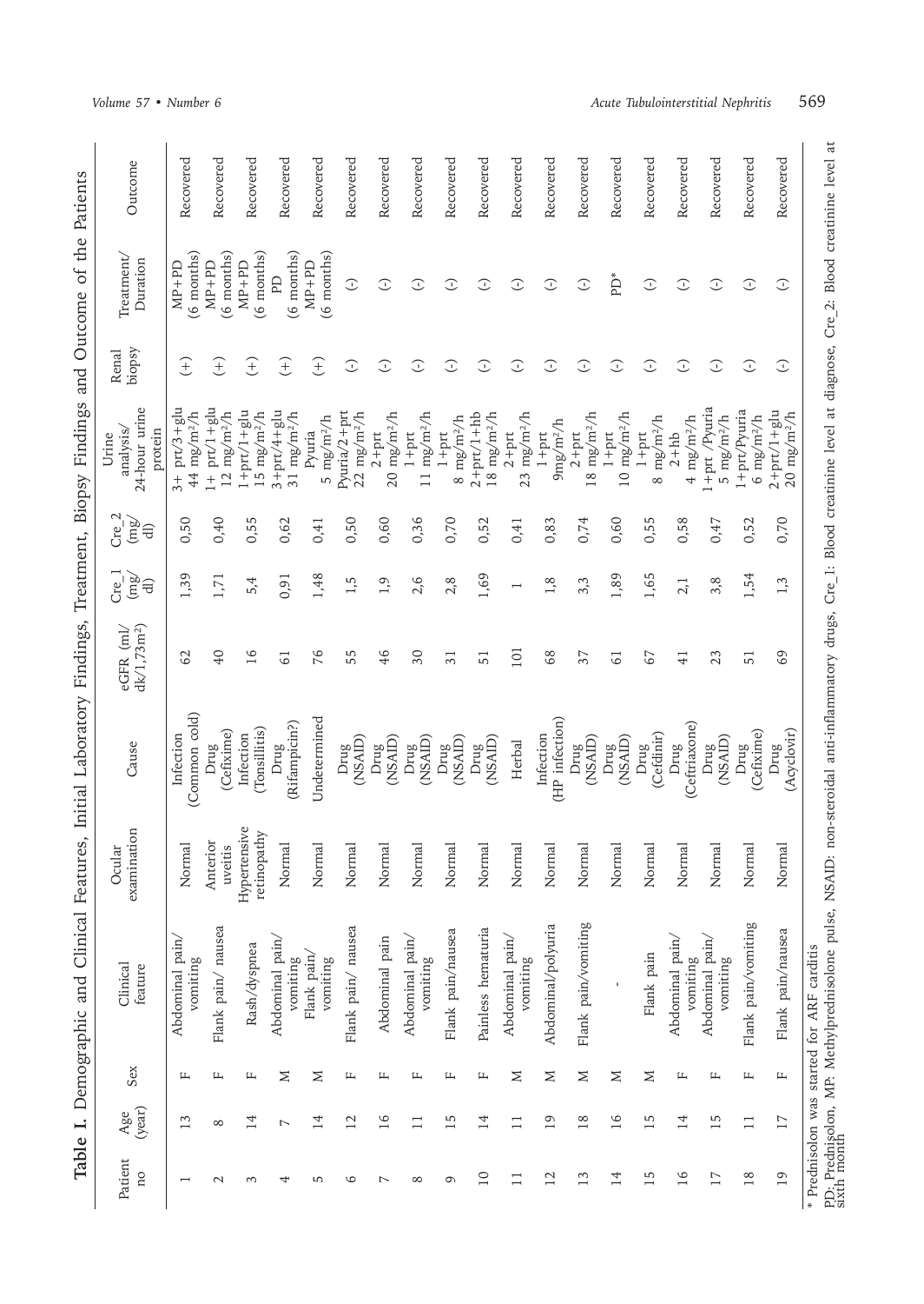**Table I.** Demographic and Clinical Features, Initial Laboratory Findings, Treatment, Biopsy Findings and Outcome of the Patients

| Patient no | Age (year) | Sex | Clinical feature | Ocular examination | Cause | eGFR (ml/dk/1,73m²) | Cre_1 (mg/dl) | Cre_2 (mg/dl) | Urine analysis/ 24-hour urine protein | Renal biopsy | Treatment/ Duration | Outcome |
|---|---|---|---|---|---|---|---|---|---|---|---|---|
| 1 | 13 | F | Abdominal pain/ vomiting | Normal | Infection (Common cold) | 62 | 1,39 | 0,50 | 3+ prt/3+glu 44 mg/m²/h | (+) | MP+PD (6 months) | Recovered |
| 2 | 8 | F | Flank pain/ nausea | Anterior uveitis | Drug (Cefixime) | 40 | 1,71 | 0,40 | 1+ prt/1+glu 12 mg/m²/h | (+) | MP+PD (6 months) | Recovered |
| 3 | 14 | F | Rash/dyspnea | Hypertensive retinopathy | Infection (Tonsillitis) | 16 | 5,4 | 0,55 | 1+prt/1+glu 15 mg/m²/h | (+) | MP+PD (6 months) | Recovered |
| 4 | 7 | M | Abdominal pain/ vomiting | Normal | Drug (Rifampicin?) | 61 | 0,91 | 0,62 | 3+prt/4+glu 31 mg/m²/h | (+) | PD (6 months) | Recovered |
| 5 | 14 | M | Flank pain/ vomiting | Normal | Undetermined | 76 | 1,48 | 0,41 | Pyuria 5 mg/m²/h | (+) | MP+PD (6 months) | Recovered |
| 6 | 12 | F | Flank pain/ nausea | Normal | Drug (NSAID) | 55 | 1,5 | 0,50 | Pyuria/2+prt 22 mg/m²/h | (-) | (-) | Recovered |
| 7 | 16 | F | Abdominal pain | Normal | Drug (NSAID) | 46 | 1,9 | 0,60 | 2+prt 20 mg/m²/h | (-) | (-) | Recovered |
| 8 | 11 | F | Abdominal pain/ vomiting | Normal | Drug (NSAID) | 30 | 2,6 | 0,36 | 1+prt 11 mg/m²/h | (-) | (-) | Recovered |
| 9 | 15 | F | Flank pain/nausea | Normal | Drug (NSAID) | 31 | 2,8 | 0,70 | 1+prt 8 mg/m²/h | (-) | (-) | Recovered |
| 10 | 14 | F | Painless hematuria | Normal | Drug (NSAID) | 51 | 1,69 | 0,52 | 2+prt/1+hb 18 mg/m²/h | (-) | (-) | Recovered |
| 11 | 11 | M | Abdominal pain/ vomiting | Normal | Herbal | 101 | 1 | 0,41 | 2+prt 23 mg/m²/h | (-) | (-) | Recovered |
| 12 | 19 | M | Abdominal/polyuria | Normal | Infection (HP infection) | 68 | 1,8 | 0,83 | 1+prt 9mg/m²/h | (-) | (-) | Recovered |
| 13 | 18 | M | Flank pain/vomiting | Normal | Drug (NSAID) | 37 | 3,3 | 0,74 | 2+prt 18 mg/m²/h | (-) | (-) | Recovered |
| 14 | 16 | M | - | Normal | Drug (NSAID) | 61 | 1,89 | 0,60 | 1+prt 10 mg/m²/h | (-) | PD* | Recovered |
| 15 | 15 | M | Flank pain | Normal | Drug (Cefdinir) | 67 | 1,65 | 0,55 | 1+prt 8 mg/m²/h | (-) | (-) | Recovered |
| 16 | 14 | F | Abdominal pain/ vomiting | Normal | Drug (Ceftriaxone) | 41 | 2,1 | 0,58 | 2+hb 4 mg/m²/h | (-) | (-) | Recovered |
| 17 | 15 | F | Abdominal pain/ vomiting | Normal | Drug (NSAID) | 23 | 3,8 | 0,47 | 1+prt /Pyuria 5 mg/m²/h | (-) | (-) | Recovered |
| 18 | 11 | F | Flank pain/vomiting | Normal | Drug (Cefixime) | 51 | 1,54 | 0,52 | 1+prt/Pyuria 6 mg/m²/h | (-) | (-) | Recovered |
| 19 | 17 | F | Flank pain/nausea | Normal | Drug (Acyclovir) | 69 | 1,3 | 0,70 | 2+prt/1+glu 20 mg/m²/h | (-) | (-) | Recovered |

\* Prednisolon was started for ARF carditis

PD: Prednisolon, MP: Methylprednisolone pulse, NSAID: non-steroidal anti-inflammatory drugs, Cre_1: Blood creatinine level at diagnose, Cre_2: Blood creatinine level at sixth month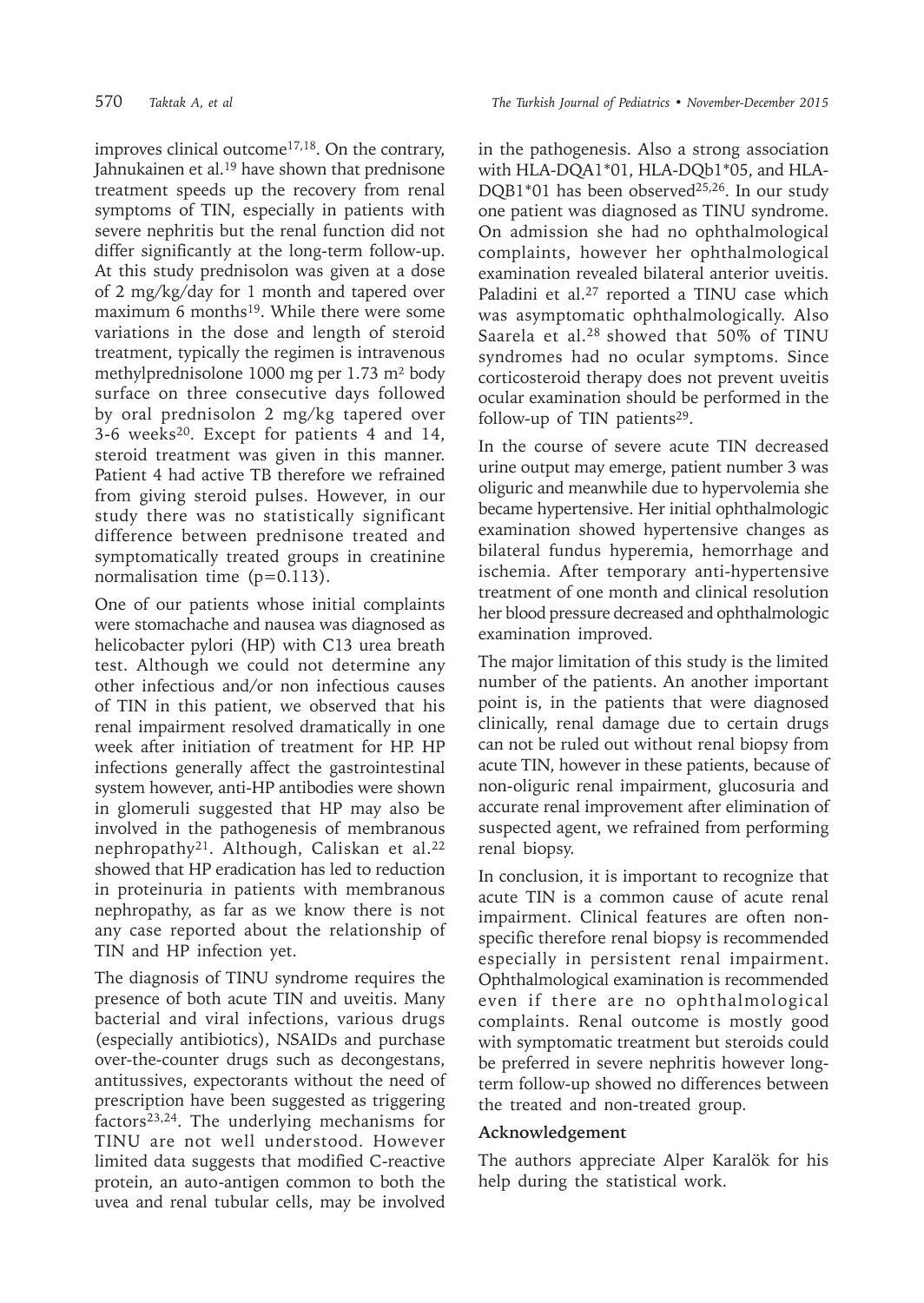improves clinical outcome[17,18]. On the contrary, Jahnukainen et al.[19] have shown that prednisone treatment speeds up the recovery from renal symptoms of TIN, especially in patients with severe nephritis but the renal function did not differ significantly at the long-term follow-up. At this study prednisolon was given at a dose of 2 mg/kg/day for 1 month and tapered over maximum 6 months[19]. While there were some variations in the dose and length of steroid treatment, typically the regimen is intravenous methylprednisolone 1000 mg per 1.73 $m^2$ body surface on three consecutive days followed by oral prednisolon 2 mg/kg tapered over 3-6 weeks[20]. Except for patients 4 and 14, steroid treatment was given in this manner. Patient 4 had active TB therefore we refrained from giving steroid pulses. However, in our study there was no statistically significant difference between prednisone treated and symptomatically treated groups in creatinine normalisation time ($p=0.113$).

One of our patients whose initial complaints were stomachache and nausea was diagnosed as helicobacter pylori (HP) with C13 urea breath test. Although we could not determine any other infectious and/or non infectious causes of TIN in this patient, we observed that his renal impairment resolved dramatically in one week after initiation of treatment for HP. HP infections generally affect the gastrointestinal system however, anti-HP antibodies were shown in glomeruli suggested that HP may also be involved in the pathogenesis of membranous nephropathy[21]. Although, Caliskan et al.[22] showed that HP eradication has led to reduction in proteinuria in patients with membranous nephropathy, as far as we know there is not any case reported about the relationship of TIN and HP infection yet.

The diagnosis of TINU syndrome requires the presence of both acute TIN and uveitis. Many bacterial and viral infections, various drugs (especially antibiotics), NSAIDs and purchase over-the-counter drugs such as decongestans, antitussives, expectorants without the need of prescription have been suggested as triggering factors[23,24]. The underlying mechanisms for TINU are not well understood. However limited data suggests that modified C-reactive protein, an auto-antigen common to both the uvea and renal tubular cells, may be involved in the pathogenesis. Also a strong association with HLA-DQA1*01, HLA-DQb1*05, and HLA-DQB1*01 has been observed[25,26]. In our study one patient was diagnosed as TINU syndrome. On admission she had no ophthalmological complaints, however her ophthalmological examination revealed bilateral anterior uveitis. Paladini et al.[27] reported a TINU case which was asymptomatic ophthalmologically. Also Saarela et al.[28] showed that 50% of TINU syndromes had no ocular symptoms. Since corticosteroid therapy does not prevent uveitis ocular examination should be performed in the follow-up of TIN patients[29].

In the course of severe acute TIN decreased urine output may emerge, patient number 3 was oliguric and meanwhile due to hypervolemia she became hypertensive. Her initial ophthalmologic examination showed hypertensive changes as bilateral fundus hyperemia, hemorrhage and ischemia. After temporary anti-hypertensive treatment of one month and clinical resolution her blood pressure decreased and ophthalmologic examination improved.

The major limitation of this study is the limited number of the patients. An another important point is, in the patients that were diagnosed clinically, renal damage due to certain drugs can not be ruled out without renal biopsy from acute TIN, however in these patients, because of non-oliguric renal impairment, glucosuria and accurate renal improvement after elimination of suspected agent, we refrained from performing renal biopsy.

In conclusion, it is important to recognize that acute TIN is a common cause of acute renal impairment. Clinical features are often non-specific therefore renal biopsy is recommended especially in persistent renal impairment. Ophthalmological examination is recommended even if there are no ophthalmological complaints. Renal outcome is mostly good with symptomatic treatment but steroids could be preferred in severe nephritis however long-term follow-up showed no differences between the treated and non-treated group.

## Acknowledgement

The authors appreciate Alper Karalök for his help during the statistical work.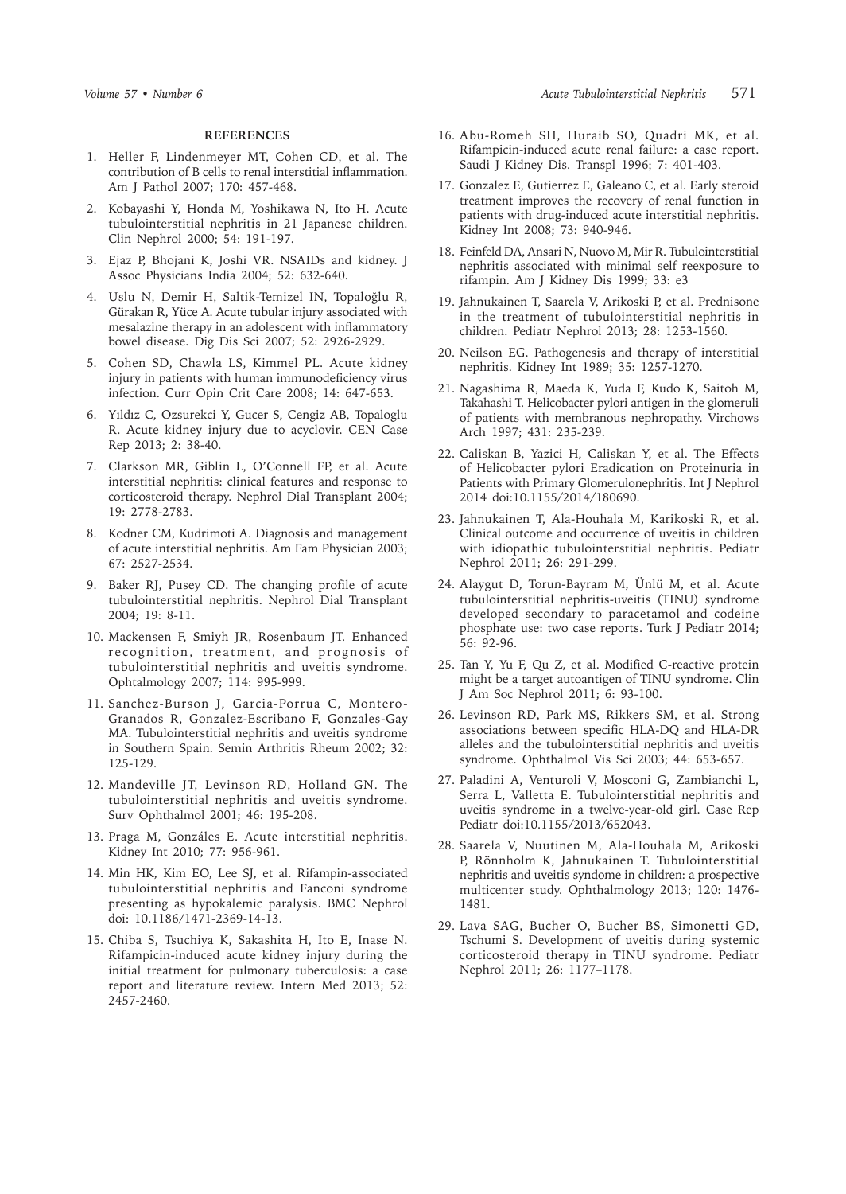## REFERENCES

1. Heller F, Lindenmeyer MT, Cohen CD, et al. The contribution of B cells to renal interstitial inflammation. Am J Pathol 2007; 170: 457-468.
2. Kobayashi Y, Honda M, Yoshikawa N, Ito H. Acute tubulointerstitial nephritis in 21 Japanese children. Clin Nephrol 2000; 54: 191-197.
3. Ejaz P, Bhojani K, Joshi VR. NSAIDs and kidney. J Assoc Physicians India 2004; 52: 632-640.
4. Uslu N, Demir H, Saltik-Temizel IN, Topaloğlu R, Gürakan R, Yüce A. Acute tubular injury associated with mesalazine therapy in an adolescent with inflammatory bowel disease. Dig Dis Sci 2007; 52: 2926-2929.
5. Cohen SD, Chawla LS, Kimmel PL. Acute kidney injury in patients with human immunodeficiency virus infection. Curr Opin Crit Care 2008; 14: 647-653.
6. Yıldız C, Ozsurekci Y, Gucer S, Cengiz AB, Topaloglu R. Acute kidney injury due to acyclovir. CEN Case Rep 2013; 2: 38-40.
7. Clarkson MR, Giblin L, O'Connell FP, et al. Acute interstitial nephritis: clinical features and response to corticosteroid therapy. Nephrol Dial Transplant 2004; 19: 2778-2783.
8. Kodner CM, Kudrimoti A. Diagnosis and management of acute interstitial nephritis. Am Fam Physician 2003; 67: 2527-2534.
9. Baker RJ, Pusey CD. The changing profile of acute tubulointerstitial nephritis. Nephrol Dial Transplant 2004; 19: 8-11.
10. Mackensen F, Smiyh JR, Rosenbaum JT. Enhanced recognition, treatment, and prognosis of tubulointerstitial nephritis and uveitis syndrome. Ophtalmology 2007; 114: 995-999.
11. Sanchez-Burson J, Garcia-Porrua C, Montero-Granados R, Gonzalez-Escribano F, Gonzales-Gay MA. Tubulointerstitial nephritis and uveitis syndrome in Southern Spain. Semin Arthritis Rheum 2002; 32: 125-129.
12. Mandeville JT, Levinson RD, Holland GN. The tubulointerstitial nephritis and uveitis syndrome. Surv Ophthalmol 2001; 46: 195-208.
13. Praga M, Gonzáles E. Acute interstitial nephritis. Kidney Int 2010; 77: 956-961.
14. Min HK, Kim EO, Lee SJ, et al. Rifampin-associated tubulointerstitial nephritis and Fanconi syndrome presenting as hypokalemic paralysis. BMC Nephrol doi: 10.1186/1471-2369-14-13.
15. Chiba S, Tsuchiya K, Sakashita H, Ito E, Inase N. Rifampicin-induced acute kidney injury during the initial treatment for pulmonary tuberculosis: a case report and literature review. Intern Med 2013; 52: 2457-2460.
16. Abu-Romeh SH, Huraib SO, Quadri MK, et al. Rifampicin-induced acute renal failure: a case report. Saudi J Kidney Dis. Transpl 1996; 7: 401-403.
17. Gonzalez E, Gutierrez E, Galeano C, et al. Early steroid treatment improves the recovery of renal function in patients with drug-induced acute interstitial nephritis. Kidney Int 2008; 73: 940-946.
18. Feinfeld DA, Ansari N, Nuovo M, Mir R. Tubulointerstitial nephritis associated with minimal self reexposure to rifampin. Am J Kidney Dis 1999; 33: e3
19. Jahnukainen T, Saarela V, Arikoski P, et al. Prednisone in the treatment of tubulointerstitial nephritis in children. Pediatr Nephrol 2013; 28: 1253-1560.
20. Neilson EG. Pathogenesis and therapy of interstitial nephritis. Kidney Int 1989; 35: 1257-1270.
21. Nagashima R, Maeda K, Yuda F, Kudo K, Saitoh M, Takahashi T. Helicobacter pylori antigen in the glomeruli of patients with membranous nephropathy. Virchows Arch 1997; 431: 235-239.
22. Caliskan B, Yazici H, Caliskan Y, et al. The Effects of Helicobacter pylori Eradication on Proteinuria in Patients with Primary Glomerulonephritis. Int J Nephrol 2014 doi:10.1155/2014/180690.
23. Jahnukainen T, Ala-Houhala M, Karikoski R, et al. Clinical outcome and occurrence of uveitis in children with idiopathic tubulointerstitial nephritis. Pediatr Nephrol 2011; 26: 291-299.
24. Alaygut D, Torun-Bayram M, Ünlü M, et al. Acute tubulointerstitial nephritis-uveitis (TINU) syndrome developed secondary to paracetamol and codeine phosphate use: two case reports. Turk J Pediatr 2014; 56: 92-96.
25. Tan Y, Yu F, Qu Z, et al. Modified C-reactive protein might be a target autoantigen of TINU syndrome. Clin J Am Soc Nephrol 2011; 6: 93-100.
26. Levinson RD, Park MS, Rikkers SM, et al. Strong associations between specific HLA-DQ and HLA-DR alleles and the tubulointerstitial nephritis and uveitis syndrome. Ophthalmol Vis Sci 2003; 44: 653-657.
27. Paladini A, Venturoli V, Mosconi G, Zambianchi L, Serra L, Valletta E. Tubulointerstitial nephritis and uveitis syndrome in a twelve-year-old girl. Case Rep Pediatr doi:10.1155/2013/652043.
28. Saarela V, Nuutinen M, Ala-Houhala M, Arikoski P, Rönnholm K, Jahnukainen T. Tubulointerstitial nephritis and uveitis syndome in children: a prospective multicenter study. Ophthalmology 2013; 120: 1476-1481.
29. Lava SAG, Bucher O, Bucher BS, Simonetti GD, Tschumi S. Development of uveitis during systemic corticosteroid therapy in TINU syndrome. Pediatr Nephrol 2011; 26: 1177–1178.